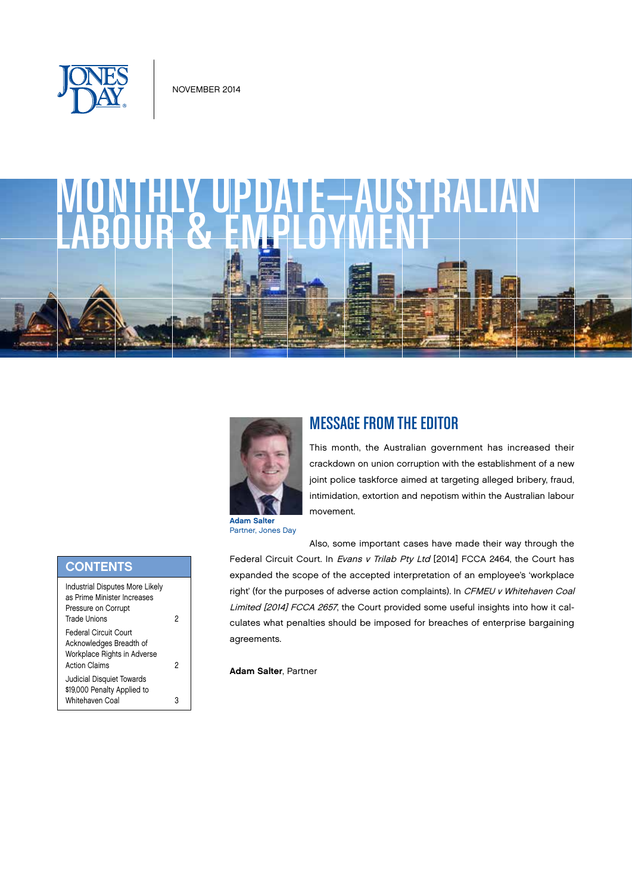NOVEMBER 2014

# MONTHLY UPDATE—AUSTRALIAN LABOUR & EMPLOYMENT

## CONTENTS

| | |
|---|---|
| Industrial Disputes More Likely as Prime Minister Increases Pressure on Corrupt Trade Unions | 2 |
| Federal Circuit Court Acknowledges Breadth of Workplace Rights in Adverse Action Claims | 2 |
| Judicial Disquiet Towards $19,000 Penalty Applied to Whitehaven Coal | 3 |

## MESSAGE FROM THE EDITOR

**Adam Salter**
Partner, Jones Day

This month, the Australian government has increased their crackdown on union corruption with the establishment of a new joint police taskforce aimed at targeting alleged bribery, fraud, intimidation, extortion and nepotism within the Australian labour movement.

Also, some important cases have made their way through the Federal Circuit Court. In *Evans v Trilab Pty Ltd* [2014] FCCA 2464, the Court has expanded the scope of the accepted interpretation of an employee's 'workplace right' (for the purposes of adverse action complaints). In *CFMEU v Whitehaven Coal Limited [2014] FCCA 2657*, the Court provided some useful insights into how it calculates what penalties should be imposed for breaches of enterprise bargaining agreements.

**Adam Salter**, Partner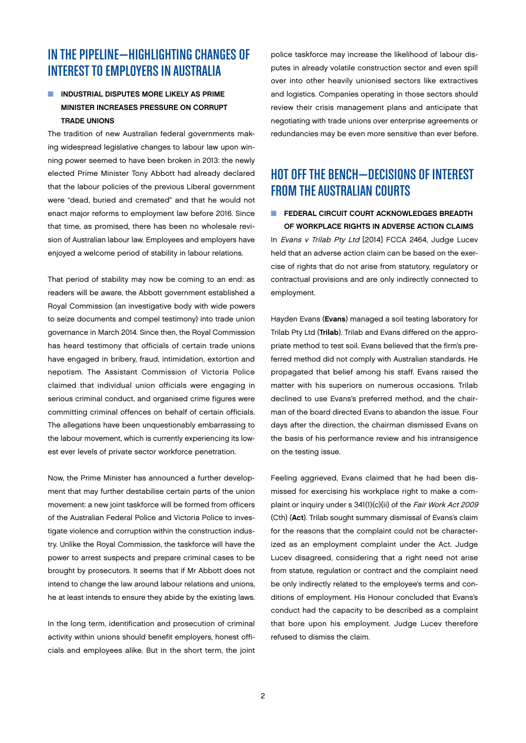## IN THE PIPELINE—HIGHLIGHTING CHANGES OF INTEREST TO EMPLOYERS IN AUSTRALIA

### INDUSTRIAL DISPUTES MORE LIKELY AS PRIME MINISTER INCREASES PRESSURE ON CORRUPT TRADE UNIONS

The tradition of new Australian federal governments making widespread legislative changes to labour law upon winning power seemed to have been broken in 2013: the newly elected Prime Minister Tony Abbott had already declared that the labour policies of the previous Liberal government were "dead, buried and cremated" and that he would not enact major reforms to employment law before 2016. Since that time, as promised, there has been no wholesale revision of Australian labour law. Employees and employers have enjoyed a welcome period of stability in labour relations.

That period of stability may now be coming to an end: as readers will be aware, the Abbott government established a Royal Commission (an investigative body with wide powers to seize documents and compel testimony) into trade union governance in March 2014. Since then, the Royal Commission has heard testimony that officials of certain trade unions have engaged in bribery, fraud, intimidation, extortion and nepotism. The Assistant Commission of Victoria Police claimed that individual union officials were engaging in serious criminal conduct, and organised crime figures were committing criminal offences on behalf of certain officials. The allegations have been unquestionably embarrassing to the labour movement, which is currently experiencing its lowest ever levels of private sector workforce penetration.

Now, the Prime Minister has announced a further development that may further destabilise certain parts of the union movement: a new joint taskforce will be formed from officers of the Australian Federal Police and Victoria Police to investigate violence and corruption within the construction industry. Unlike the Royal Commission, the taskforce will have the power to arrest suspects and prepare criminal cases to be brought by prosecutors. It seems that if Mr Abbott does not intend to change the law around labour relations and unions, he at least intends to ensure they abide by the existing laws.

In the long term, identification and prosecution of criminal activity within unions should benefit employers, honest officials and employees alike. But in the short term, the joint police taskforce may increase the likelihood of labour disputes in already volatile construction sector and even spill over into other heavily unionised sectors like extractives and logistics. Companies operating in those sectors should review their crisis management plans and anticipate that negotiating with trade unions over enterprise agreements or redundancies may be even more sensitive than ever before.

## HOT OFF THE BENCH—DECISIONS OF INTEREST FROM THE AUSTRALIAN COURTS

### FEDERAL CIRCUIT COURT ACKNOWLEDGES BREADTH OF WORKPLACE RIGHTS IN ADVERSE ACTION CLAIMS

In *Evans v Trilab Pty Ltd* [2014] FCCA 2464, Judge Lucev held that an adverse action claim can be based on the exercise of rights that do not arise from statutory, regulatory or contractual provisions and are only indirectly connected to employment.

Hayden Evans (**Evans**) managed a soil testing laboratory for Trilab Pty Ltd (**Trilab**). Trilab and Evans differed on the appropriate method to test soil. Evans believed that the firm's preferred method did not comply with Australian standards. He propagated that belief among his staff. Evans raised the matter with his superiors on numerous occasions. Trilab declined to use Evans's preferred method, and the chairman of the board directed Evans to abandon the issue. Four days after the direction, the chairman dismissed Evans on the basis of his performance review and his intransigence on the testing issue.

Feeling aggrieved, Evans claimed that he had been dismissed for exercising his workplace right to make a complaint or inquiry under s 341(1)(c)(ii) of the *Fair Work Act 2009* (Cth) (**Act**). Trilab sought summary dismissal of Evans's claim for the reasons that the complaint could not be characterized as an employment complaint under the Act. Judge Lucev disagreed, considering that a right need not arise from statute, regulation or contract and the complaint need be only indirectly related to the employee's terms and conditions of employment. His Honour concluded that Evans's conduct had the capacity to be described as a complaint that bore upon his employment. Judge Lucev therefore refused to dismiss the claim.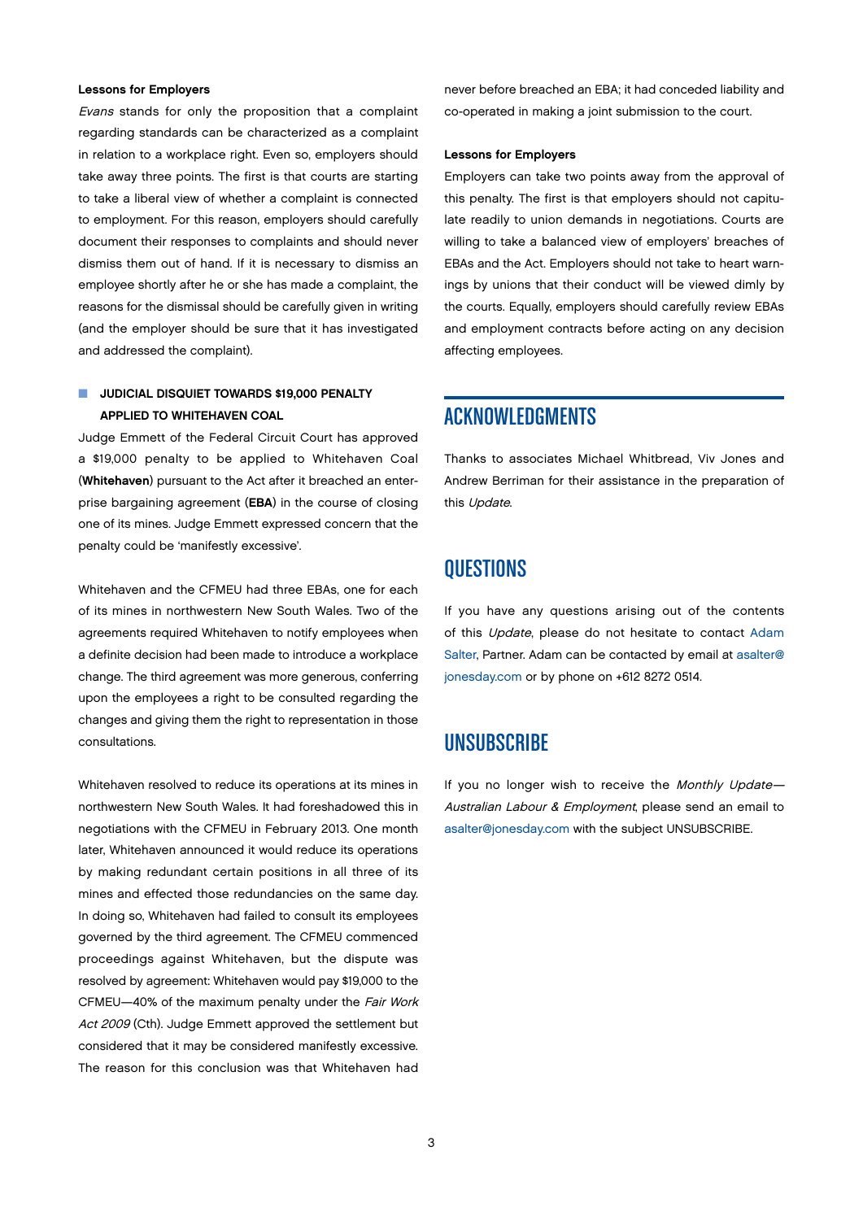### Lessons for Employers

*Evans* stands for only the proposition that a complaint regarding standards can be characterized as a complaint in relation to a workplace right. Even so, employers should take away three points. The first is that courts are starting to take a liberal view of whether a complaint is connected to employment. For this reason, employers should carefully document their responses to complaints and should never dismiss them out of hand. If it is necessary to dismiss an employee shortly after he or she has made a complaint, the reasons for the dismissal should be carefully given in writing (and the employer should be sure that it has investigated and addressed the complaint).

## JUDICIAL DISQUIET TOWARDS $19,000 PENALTY APPLIED TO WHITEHAVEN COAL

Judge Emmett of the Federal Circuit Court has approved a $19,000 penalty to be applied to Whitehaven Coal (**Whitehaven**) pursuant to the Act after it breached an enterprise bargaining agreement (**EBA**) in the course of closing one of its mines. Judge Emmett expressed concern that the penalty could be 'manifestly excessive'.

Whitehaven and the CFMEU had three EBAs, one for each of its mines in northwestern New South Wales. Two of the agreements required Whitehaven to notify employees when a definite decision had been made to introduce a workplace change. The third agreement was more generous, conferring upon the employees a right to be consulted regarding the changes and giving them the right to representation in those consultations.

Whitehaven resolved to reduce its operations at its mines in northwestern New South Wales. It had foreshadowed this in negotiations with the CFMEU in February 2013. One month later, Whitehaven announced it would reduce its operations by making redundant certain positions in all three of its mines and effected those redundancies on the same day. In doing so, Whitehaven had failed to consult its employees governed by the third agreement. The CFMEU commenced proceedings against Whitehaven, but the dispute was resolved by agreement: Whitehaven would pay $19,000 to the CFMEU—40% of the maximum penalty under the *Fair Work Act 2009* (Cth). Judge Emmett approved the settlement but considered that it may be considered manifestly excessive. The reason for this conclusion was that Whitehaven had never before breached an EBA; it had conceded liability and co-operated in making a joint submission to the court.

### Lessons for Employers

Employers can take two points away from the approval of this penalty. The first is that employers should not capitulate readily to union demands in negotiations. Courts are willing to take a balanced view of employers' breaches of EBAs and the Act. Employers should not take to heart warnings by unions that their conduct will be viewed dimly by the courts. Equally, employers should carefully review EBAs and employment contracts before acting on any decision affecting employees.

# ACKNOWLEDGMENTS

Thanks to associates Michael Whitbread, Viv Jones and Andrew Berriman for their assistance in the preparation of this *Update*.

# QUESTIONS

If you have any questions arising out of the contents of this *Update*, please do not hesitate to contact Adam Salter, Partner. Adam can be contacted by email at asalter@jonesday.com or by phone on +612 8272 0514.

# UNSUBSCRIBE

If you no longer wish to receive the *Monthly Update—Australian Labour & Employment*, please send an email to asalter@jonesday.com with the subject UNSUBSCRIBE.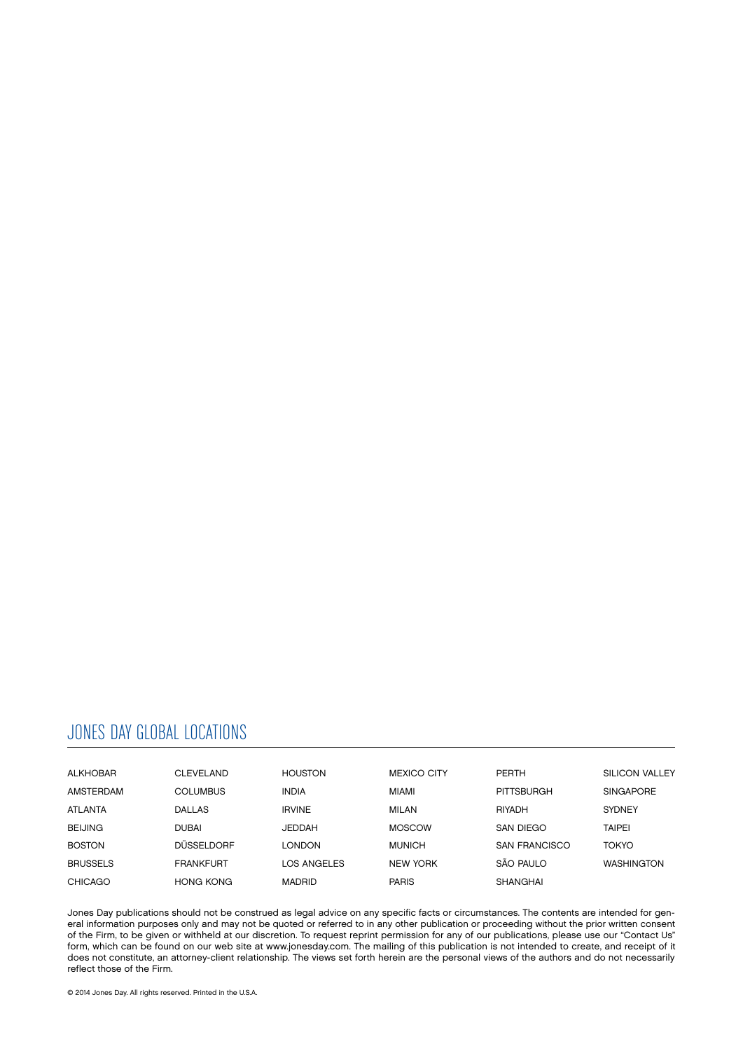## JONES DAY GLOBAL LOCATIONS

| | | | | | |
|---|---|---|---|---|---|
| ALKHOBAR | CLEVELAND | HOUSTON | MEXICO CITY | PERTH | SILICON VALLEY |
| AMSTERDAM | COLUMBUS | INDIA | MIAMI | PITTSBURGH | SINGAPORE |
| ATLANTA | DALLAS | IRVINE | MILAN | RIYADH | SYDNEY |
| BEIJING | DUBAI | JEDDAH | MOSCOW | SAN DIEGO | TAIPEI |
| BOSTON | DÜSSELDORF | LONDON | MUNICH | SAN FRANCISCO | TOKYO |
| BRUSSELS | FRANKFURT | LOS ANGELES | NEW YORK | SÃO PAULO | WASHINGTON |
| CHICAGO | HONG KONG | MADRID | PARIS | SHANGHAI | |

Jones Day publications should not be construed as legal advice on any specific facts or circumstances. The contents are intended for general information purposes only and may not be quoted or referred to in any other publication or proceeding without the prior written consent of the Firm, to be given or withheld at our discretion. To request reprint permission for any of our publications, please use our "Contact Us" form, which can be found on our web site at www.jonesday.com. The mailing of this publication is not intended to create, and receipt of it does not constitute, an attorney-client relationship. The views set forth herein are the personal views of the authors and do not necessarily reflect those of the Firm.

© 2014 Jones Day. All rights reserved. Printed in the U.S.A.